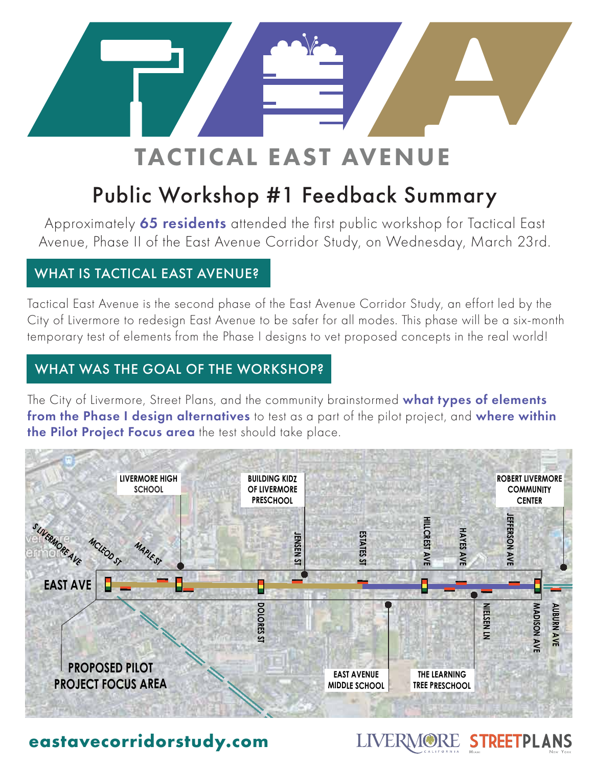# TACTICAL EAST AVENUE

## Public Workshop #1 Feedback Summary

Approximately **65 residents** attended the first public workshop for Tactical East Avenue, Phase II of the East Avenue Corridor Study, on Wednesday, March 23rd.

### WHAT IS TACTICAL EAST AVENUE?

Tactical East Avenue is the second phase of the East Avenue Corridor Study, an effort led by the City of Livermore to redesign East Avenue to be safer for all modes. This phase will be a six-month temporary test of elements from the Phase I designs to vet proposed concepts in the real world!

### WHAT WAS THE GOAL OF THE WORKSHOP?

The City of Livermore, Street Plans, and the community brainstormed **what types of elements from the Phase I design alternatives** to test as a part of the pilot project, and **where within the Pilot Project Focus area** the test should take place.

LIVERMORE HIGH SCHOOL
BUILDING KIDZ OF LIVERMORE PRESCHOOL
ROBERT LIVERMORE COMMUNITY CENTER
S LIVERMORE AVE
MCLEOD ST
MAPLE ST
JENSEN ST
ESTATES ST
HILLCREST AVE
HAYES AVE
JEFFERSON AVE
EAST AVE
DOLORES ST
NIELSEN LN
MADISON AVE
AUBURN AVE
PROPOSED PILOT PROJECT FOCUS AREA
EAST AVENUE MIDDLE SCHOOL
THE LEARNING TREE PRESCHOOL

**eastavecorridorstudy.com**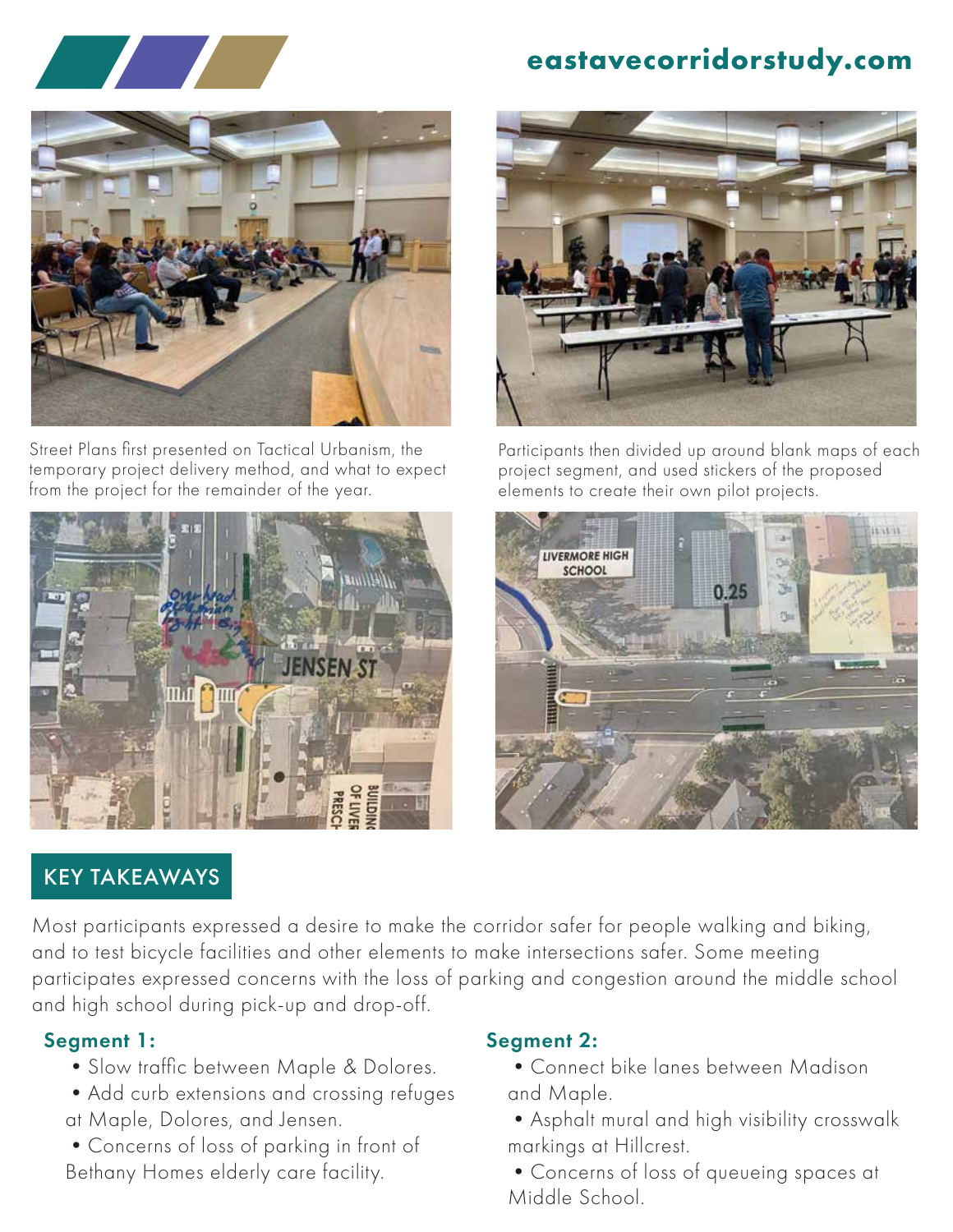eastavecorridorstudy.com

Street Plans first presented on Tactical Urbanism, the temporary project delivery method, and what to expect from the project for the remainder of the year.

Participants then divided up around blank maps of each project segment, and used stickers of the proposed elements to create their own pilot projects.

## KEY TAKEAWAYS

Most participants expressed a desire to make the corridor safer for people walking and biking, and to test bicycle facilities and other elements to make intersections safer. Some meeting participates expressed concerns with the loss of parking and congestion around the middle school and high school during pick-up and drop-off.

### Segment 1:

- Slow traffic between Maple & Dolores.
- Add curb extensions and crossing refuges at Maple, Dolores, and Jensen.
- Concerns of loss of parking in front of Bethany Homes elderly care facility.

### Segment 2:

- Connect bike lanes between Madison and Maple.
- Asphalt mural and high visibility crosswalk markings at Hillcrest.
- Concerns of loss of queueing spaces at Middle School.